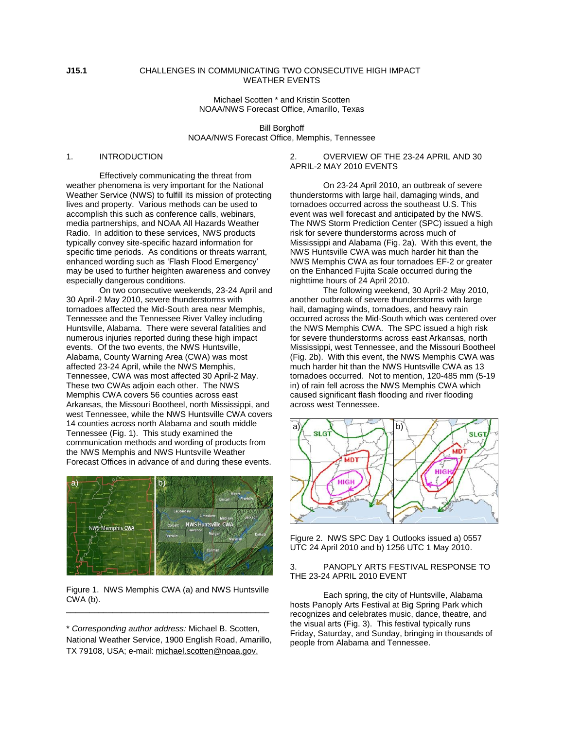**J15.1** CHALLENGES IN COMMUNICATING TWO CONSECUTIVE HIGH IMPACT WEATHER EVENTS

Michael Scotten * and Kristin Scotten
NOAA/NWS Forecast Office, Amarillo, Texas

Bill Borghoff
NOAA/NWS Forecast Office, Memphis, Tennessee

## 1. INTRODUCTION

Effectively communicating the threat from weather phenomena is very important for the National Weather Service (NWS) to fulfill its mission of protecting lives and property. Various methods can be used to accomplish this such as conference calls, webinars, media partnerships, and NOAA All Hazards Weather Radio. In addition to these services, NWS products typically convey site-specific hazard information for specific time periods. As conditions or threats warrant, enhanced wording such as 'Flash Flood Emergency' may be used to further heighten awareness and convey especially dangerous conditions.

On two consecutive weekends, 23-24 April and 30 April-2 May 2010, severe thunderstorms with tornadoes affected the Mid-South area near Memphis, Tennessee and the Tennessee River Valley including Huntsville, Alabama. There were several fatalities and numerous injuries reported during these high impact events. Of the two events, the NWS Huntsville, Alabama, County Warning Area (CWA) was most affected 23-24 April, while the NWS Memphis, Tennessee, CWA was most affected 30 April-2 May. These two CWAs adjoin each other. The NWS Memphis CWA covers 56 counties across east Arkansas, the Missouri Bootheel, north Mississippi, and west Tennessee, while the NWS Huntsville CWA covers 14 counties across north Alabama and south middle Tennessee (Fig. 1). This study examined the communication methods and wording of products from the NWS Memphis and NWS Huntsville Weather Forecast Offices in advance of and during these events.

Figure 1. NWS Memphis CWA (a) and NWS Huntsville CWA (b).

\* *Corresponding author address:* Michael B. Scotten, National Weather Service, 1900 English Road, Amarillo, TX 79108, USA; e-mail: michael.scotten@noaa.gov.

## 2. OVERVIEW OF THE 23-24 APRIL AND 30 APRIL-2 MAY 2010 EVENTS

On 23-24 April 2010, an outbreak of severe thunderstorms with large hail, damaging winds, and tornadoes occurred across the southeast U.S. This event was well forecast and anticipated by the NWS. The NWS Storm Prediction Center (SPC) issued a high risk for severe thunderstorms across much of Mississippi and Alabama (Fig. 2a). With this event, the NWS Huntsville CWA was much harder hit than the NWS Memphis CWA as four tornadoes EF-2 or greater on the Enhanced Fujita Scale occurred during the nighttime hours of 24 April 2010.

The following weekend, 30 April-2 May 2010, another outbreak of severe thunderstorms with large hail, damaging winds, tornadoes, and heavy rain occurred across the Mid-South which was centered over the NWS Memphis CWA. The SPC issued a high risk for severe thunderstorms across east Arkansas, north Mississippi, west Tennessee, and the Missouri Bootheel (Fig. 2b). With this event, the NWS Memphis CWA was much harder hit than the NWS Huntsville CWA as 13 tornadoes occurred. Not to mention, 120-485 mm (5-19 in) of rain fell across the NWS Memphis CWA which caused significant flash flooding and river flooding across west Tennessee.

Figure 2. NWS SPC Day 1 Outlooks issued a) 0557 UTC 24 April 2010 and b) 1256 UTC 1 May 2010.

## 3. PANOPLY ARTS FESTIVAL RESPONSE TO THE 23-24 APRIL 2010 EVENT

Each spring, the city of Huntsville, Alabama hosts Panoply Arts Festival at Big Spring Park which recognizes and celebrates music, dance, theatre, and the visual arts (Fig. 3). This festival typically runs Friday, Saturday, and Sunday, bringing in thousands of people from Alabama and Tennessee.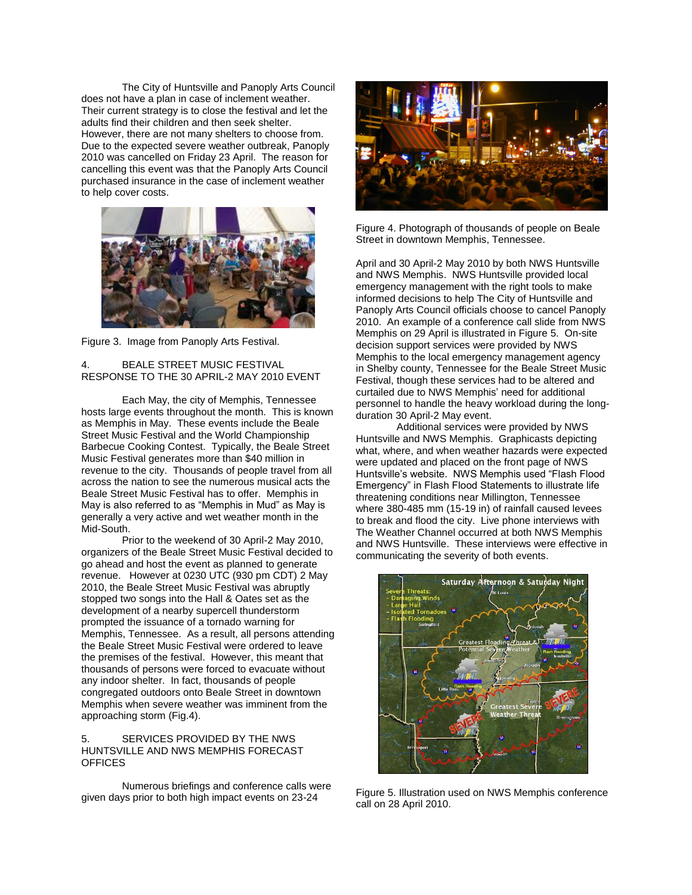The City of Huntsville and Panoply Arts Council does not have a plan in case of inclement weather. Their current strategy is to close the festival and let the adults find their children and then seek shelter. However, there are not many shelters to choose from. Due to the expected severe weather outbreak, Panoply 2010 was cancelled on Friday 23 April. The reason for cancelling this event was that the Panoply Arts Council purchased insurance in the case of inclement weather to help cover costs.

Figure 3. Image from Panoply Arts Festival.

## 4. BEALE STREET MUSIC FESTIVAL RESPONSE TO THE 30 APRIL-2 MAY 2010 EVENT

Each May, the city of Memphis, Tennessee hosts large events throughout the month. This is known as Memphis in May. These events include the Beale Street Music Festival and the World Championship Barbecue Cooking Contest. Typically, the Beale Street Music Festival generates more than $40 million in revenue to the city. Thousands of people travel from all across the nation to see the numerous musical acts the Beale Street Music Festival has to offer. Memphis in May is also referred to as "Memphis in Mud" as May is generally a very active and wet weather month in the Mid-South.

Prior to the weekend of 30 April-2 May 2010, organizers of the Beale Street Music Festival decided to go ahead and host the event as planned to generate revenue. However at 0230 UTC (930 pm CDT) 2 May 2010, the Beale Street Music Festival was abruptly stopped two songs into the Hall & Oates set as the development of a nearby supercell thunderstorm prompted the issuance of a tornado warning for Memphis, Tennessee. As a result, all persons attending the Beale Street Music Festival were ordered to leave the premises of the festival. However, this meant that thousands of persons were forced to evacuate without any indoor shelter. In fact, thousands of people congregated outdoors onto Beale Street in downtown Memphis when severe weather was imminent from the approaching storm (Fig.4).

## 5. SERVICES PROVIDED BY THE NWS HUNTSVILLE AND NWS MEMPHIS FORECAST OFFICES

Numerous briefings and conference calls were given days prior to both high impact events on 23-24 April and 30 April-2 May 2010 by both NWS Huntsville and NWS Memphis. NWS Huntsville provided local emergency management with the right tools to make informed decisions to help The City of Huntsville and Panoply Arts Council officials choose to cancel Panoply 2010. An example of a conference call slide from NWS Memphis on 29 April is illustrated in Figure 5. On-site decision support services were provided by NWS Memphis to the local emergency management agency in Shelby county, Tennessee for the Beale Street Music Festival, though these services had to be altered and curtailed due to NWS Memphis' need for additional personnel to handle the heavy workload during the long-duration 30 April-2 May event.

Figure 4. Photograph of thousands of people on Beale Street in downtown Memphis, Tennessee.

Additional services were provided by NWS Huntsville and NWS Memphis. Graphicasts depicting what, where, and when weather hazards were expected were updated and placed on the front page of NWS Huntsville's website. NWS Memphis used "Flash Flood Emergency" in Flash Flood Statements to illustrate life threatening conditions near Millington, Tennessee where 380-485 mm (15-19 in) of rainfall caused levees to break and flood the city. Live phone interviews with The Weather Channel occurred at both NWS Memphis and NWS Huntsville. These interviews were effective in communicating the severity of both events.

Figure 5. Illustration used on NWS Memphis conference call on 28 April 2010.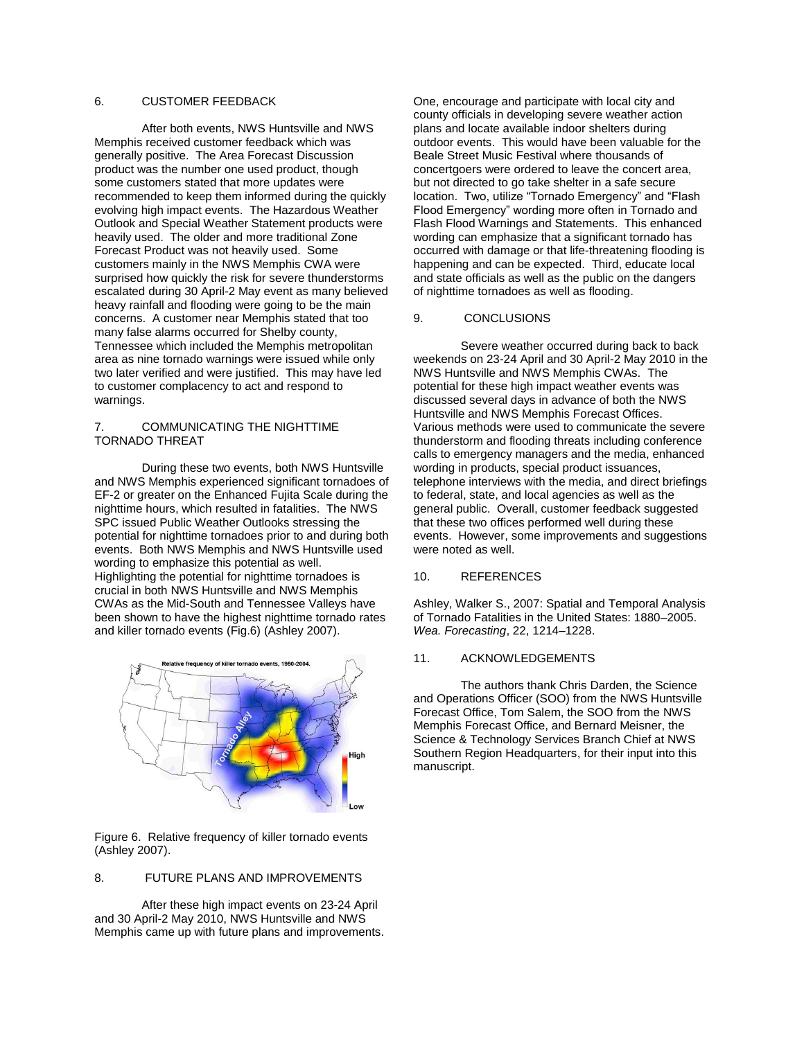## 6. CUSTOMER FEEDBACK

After both events, NWS Huntsville and NWS Memphis received customer feedback which was generally positive. The Area Forecast Discussion product was the number one used product, though some customers stated that more updates were recommended to keep them informed during the quickly evolving high impact events. The Hazardous Weather Outlook and Special Weather Statement products were heavily used. The older and more traditional Zone Forecast Product was not heavily used. Some customers mainly in the NWS Memphis CWA were surprised how quickly the risk for severe thunderstorms escalated during 30 April-2 May event as many believed heavy rainfall and flooding were going to be the main concerns. A customer near Memphis stated that too many false alarms occurred for Shelby county, Tennessee which included the Memphis metropolitan area as nine tornado warnings were issued while only two later verified and were justified. This may have led to customer complacency to act and respond to warnings.

## 7. COMMUNICATING THE NIGHTTIME TORNADO THREAT

During these two events, both NWS Huntsville and NWS Memphis experienced significant tornadoes of EF-2 or greater on the Enhanced Fujita Scale during the nighttime hours, which resulted in fatalities. The NWS SPC issued Public Weather Outlooks stressing the potential for nighttime tornadoes prior to and during both events. Both NWS Memphis and NWS Huntsville used wording to emphasize this potential as well. Highlighting the potential for nighttime tornadoes is crucial in both NWS Huntsville and NWS Memphis CWAs as the Mid-South and Tennessee Valleys have been shown to have the highest nighttime tornado rates and killer tornado events (Fig.6) (Ashley 2007).

Relative frequency of killer tornado events, 1950-2004.

Tornado Alley

High

Low

Figure 6. Relative frequency of killer tornado events (Ashley 2007).

## 8. FUTURE PLANS AND IMPROVEMENTS

After these high impact events on 23-24 April and 30 April-2 May 2010, NWS Huntsville and NWS Memphis came up with future plans and improvements. One, encourage and participate with local city and county officials in developing severe weather action plans and locate available indoor shelters during outdoor events. This would have been valuable for the Beale Street Music Festival where thousands of concertgoers were ordered to leave the concert area, but not directed to go take shelter in a safe secure location. Two, utilize "Tornado Emergency" and "Flash Flood Emergency" wording more often in Tornado and Flash Flood Warnings and Statements. This enhanced wording can emphasize that a significant tornado has occurred with damage or that life-threatening flooding is happening and can be expected. Third, educate local and state officials as well as the public on the dangers of nighttime tornadoes as well as flooding.

## 9. CONCLUSIONS

Severe weather occurred during back to back weekends on 23-24 April and 30 April-2 May 2010 in the NWS Huntsville and NWS Memphis CWAs. The potential for these high impact weather events was discussed several days in advance of both the NWS Huntsville and NWS Memphis Forecast Offices. Various methods were used to communicate the severe thunderstorm and flooding threats including conference calls to emergency managers and the media, enhanced wording in products, special product issuances, telephone interviews with the media, and direct briefings to federal, state, and local agencies as well as the general public. Overall, customer feedback suggested that these two offices performed well during these events. However, some improvements and suggestions were noted as well.

## 10. REFERENCES

Ashley, Walker S., 2007: Spatial and Temporal Analysis of Tornado Fatalities in the United States: 1880–2005. *Wea. Forecasting*, 22, 1214–1228.

## 11. ACKNOWLEDGEMENTS

The authors thank Chris Darden, the Science and Operations Officer (SOO) from the NWS Huntsville Forecast Office, Tom Salem, the SOO from the NWS Memphis Forecast Office, and Bernard Meisner, the Science & Technology Services Branch Chief at NWS Southern Region Headquarters, for their input into this manuscript.